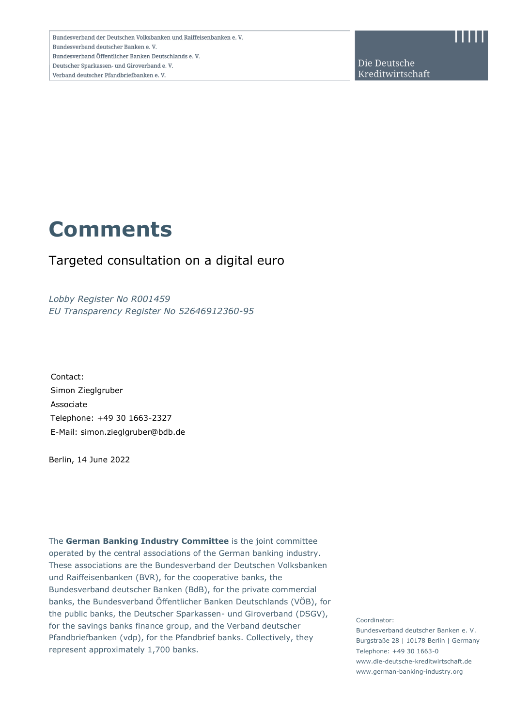Bundesverband der Deutschen Volksbanken und Raiffeisenbanken e. V.
Bundesverband deutscher Banken e. V.
Bundesverband Öffentlicher Banken Deutschlands e. V.
Deutscher Sparkassen- und Giroverband e. V.
Verband deutscher Pfandbriefbanken e. V.

Die Deutsche Kreditwirtschaft

# Comments

Targeted consultation on a digital euro

*Lobby Register No R001459*
*EU Transparency Register No 52646912360-95*

Contact:
Simon Zieglgruber
Associate
Telephone: +49 30 1663-2327
E-Mail: simon.zieglgruber@bdb.de

Berlin, 14 June 2022

The **German Banking Industry Committee** is the joint committee operated by the central associations of the German banking industry. These associations are the Bundesverband der Deutschen Volksbanken und Raiffeisenbanken (BVR), for the cooperative banks, the Bundesverband deutscher Banken (BdB), for the private commercial banks, the Bundesverband Öffentlicher Banken Deutschlands (VÖB), for the public banks, the Deutscher Sparkassen- und Giroverband (DSGV), for the savings banks finance group, and the Verband deutscher Pfandbriefbanken (vdp), for the Pfandbrief banks. Collectively, they represent approximately 1,700 banks.

Coordinator:
Bundesverband deutscher Banken e. V.
Burgstraße 28 | 10178 Berlin | Germany
Telephone: +49 30 1663-0
www.die-deutsche-kreditwirtschaft.de
www.german-banking-industry.org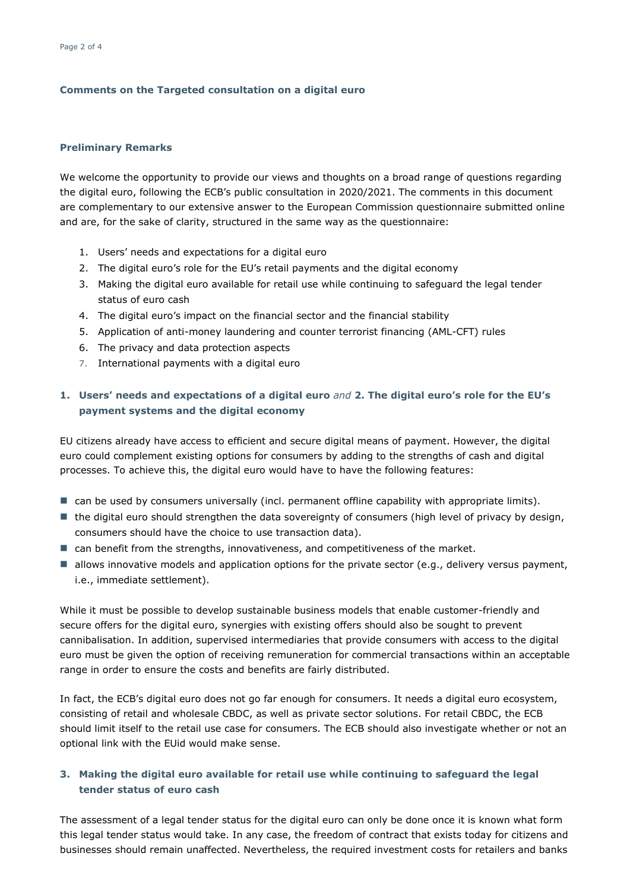## Comments on the Targeted consultation on a digital euro

### Preliminary Remarks

We welcome the opportunity to provide our views and thoughts on a broad range of questions regarding the digital euro, following the ECB's public consultation in 2020/2021. The comments in this document are complementary to our extensive answer to the European Commission questionnaire submitted online and are, for the sake of clarity, structured in the same way as the questionnaire:

1. Users' needs and expectations for a digital euro
2. The digital euro's role for the EU's retail payments and the digital economy
3. Making the digital euro available for retail use while continuing to safeguard the legal tender status of euro cash
4. The digital euro's impact on the financial sector and the financial stability
5. Application of anti-money laundering and counter terrorist financing (AML-CFT) rules
6. The privacy and data protection aspects
7. International payments with a digital euro

### 1. Users' needs and expectations of a digital euro *and* 2. The digital euro's role for the EU's payment systems and the digital economy

EU citizens already have access to efficient and secure digital means of payment. However, the digital euro could complement existing options for consumers by adding to the strengths of cash and digital processes. To achieve this, the digital euro would have to have the following features:

- can be used by consumers universally (incl. permanent offline capability with appropriate limits).
- the digital euro should strengthen the data sovereignty of consumers (high level of privacy by design, consumers should have the choice to use transaction data).
- can benefit from the strengths, innovativeness, and competitiveness of the market.
- allows innovative models and application options for the private sector (e.g., delivery versus payment, i.e., immediate settlement).

While it must be possible to develop sustainable business models that enable customer-friendly and secure offers for the digital euro, synergies with existing offers should also be sought to prevent cannibalisation. In addition, supervised intermediaries that provide consumers with access to the digital euro must be given the option of receiving remuneration for commercial transactions within an acceptable range in order to ensure the costs and benefits are fairly distributed.

In fact, the ECB's digital euro does not go far enough for consumers. It needs a digital euro ecosystem, consisting of retail and wholesale CBDC, as well as private sector solutions. For retail CBDC, the ECB should limit itself to the retail use case for consumers. The ECB should also investigate whether or not an optional link with the EUid would make sense.

### 3. Making the digital euro available for retail use while continuing to safeguard the legal tender status of euro cash

The assessment of a legal tender status for the digital euro can only be done once it is known what form this legal tender status would take. In any case, the freedom of contract that exists today for citizens and businesses should remain unaffected. Nevertheless, the required investment costs for retailers and banks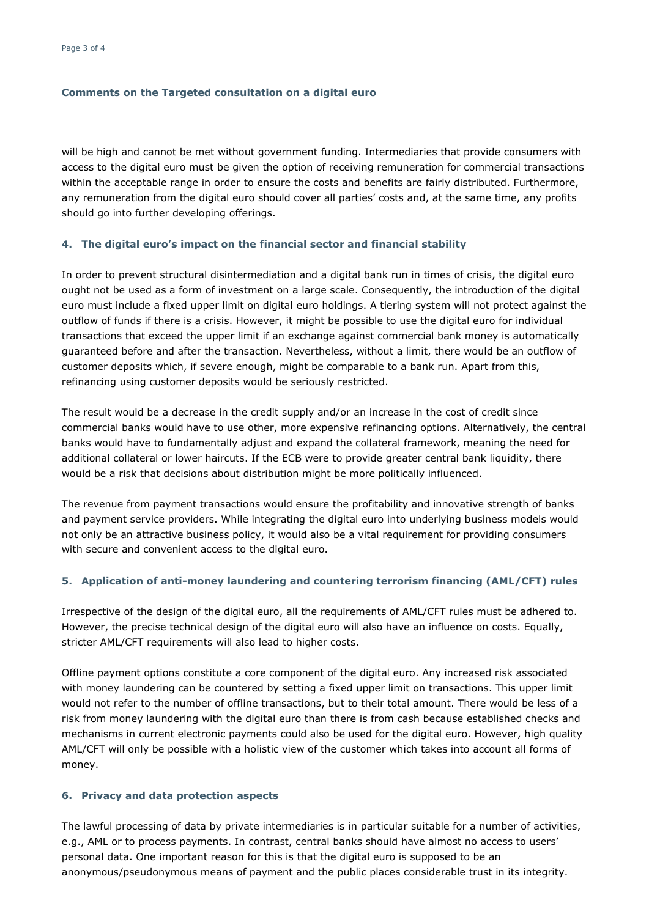**Comments on the Targeted consultation on a digital euro**

will be high and cannot be met without government funding. Intermediaries that provide consumers with access to the digital euro must be given the option of receiving remuneration for commercial transactions within the acceptable range in order to ensure the costs and benefits are fairly distributed. Furthermore, any remuneration from the digital euro should cover all parties' costs and, at the same time, any profits should go into further developing offerings.

## 4. The digital euro's impact on the financial sector and financial stability

In order to prevent structural disintermediation and a digital bank run in times of crisis, the digital euro ought not be used as a form of investment on a large scale. Consequently, the introduction of the digital euro must include a fixed upper limit on digital euro holdings. A tiering system will not protect against the outflow of funds if there is a crisis. However, it might be possible to use the digital euro for individual transactions that exceed the upper limit if an exchange against commercial bank money is automatically guaranteed before and after the transaction. Nevertheless, without a limit, there would be an outflow of customer deposits which, if severe enough, might be comparable to a bank run. Apart from this, refinancing using customer deposits would be seriously restricted.

The result would be a decrease in the credit supply and/or an increase in the cost of credit since commercial banks would have to use other, more expensive refinancing options. Alternatively, the central banks would have to fundamentally adjust and expand the collateral framework, meaning the need for additional collateral or lower haircuts. If the ECB were to provide greater central bank liquidity, there would be a risk that decisions about distribution might be more politically influenced.

The revenue from payment transactions would ensure the profitability and innovative strength of banks and payment service providers. While integrating the digital euro into underlying business models would not only be an attractive business policy, it would also be a vital requirement for providing consumers with secure and convenient access to the digital euro.

## 5. Application of anti-money laundering and countering terrorism financing (AML/CFT) rules

Irrespective of the design of the digital euro, all the requirements of AML/CFT rules must be adhered to. However, the precise technical design of the digital euro will also have an influence on costs. Equally, stricter AML/CFT requirements will also lead to higher costs.

Offline payment options constitute a core component of the digital euro. Any increased risk associated with money laundering can be countered by setting a fixed upper limit on transactions. This upper limit would not refer to the number of offline transactions, but to their total amount. There would be less of a risk from money laundering with the digital euro than there is from cash because established checks and mechanisms in current electronic payments could also be used for the digital euro. However, high quality AML/CFT will only be possible with a holistic view of the customer which takes into account all forms of money.

## 6. Privacy and data protection aspects

The lawful processing of data by private intermediaries is in particular suitable for a number of activities, e.g., AML or to process payments. In contrast, central banks should have almost no access to users' personal data. One important reason for this is that the digital euro is supposed to be an anonymous/pseudonymous means of payment and the public places considerable trust in its integrity.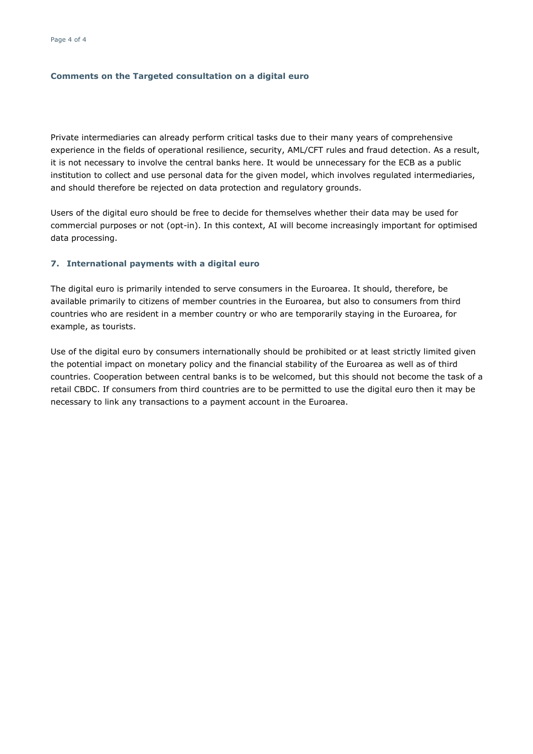Private intermediaries can already perform critical tasks due to their many years of comprehensive experience in the fields of operational resilience, security, AML/CFT rules and fraud detection. As a result, it is not necessary to involve the central banks here. It would be unnecessary for the ECB as a public institution to collect and use personal data for the given model, which involves regulated intermediaries, and should therefore be rejected on data protection and regulatory grounds.

Users of the digital euro should be free to decide for themselves whether their data may be used for commercial purposes or not (opt-in). In this context, AI will become increasingly important for optimised data processing.

## 7. International payments with a digital euro

The digital euro is primarily intended to serve consumers in the Euroarea. It should, therefore, be available primarily to citizens of member countries in the Euroarea, but also to consumers from third countries who are resident in a member country or who are temporarily staying in the Euroarea, for example, as tourists.

Use of the digital euro by consumers internationally should be prohibited or at least strictly limited given the potential impact on monetary policy and the financial stability of the Euroarea as well as of third countries. Cooperation between central banks is to be welcomed, but this should not become the task of a retail CBDC. If consumers from third countries are to be permitted to use the digital euro then it may be necessary to link any transactions to a payment account in the Euroarea.